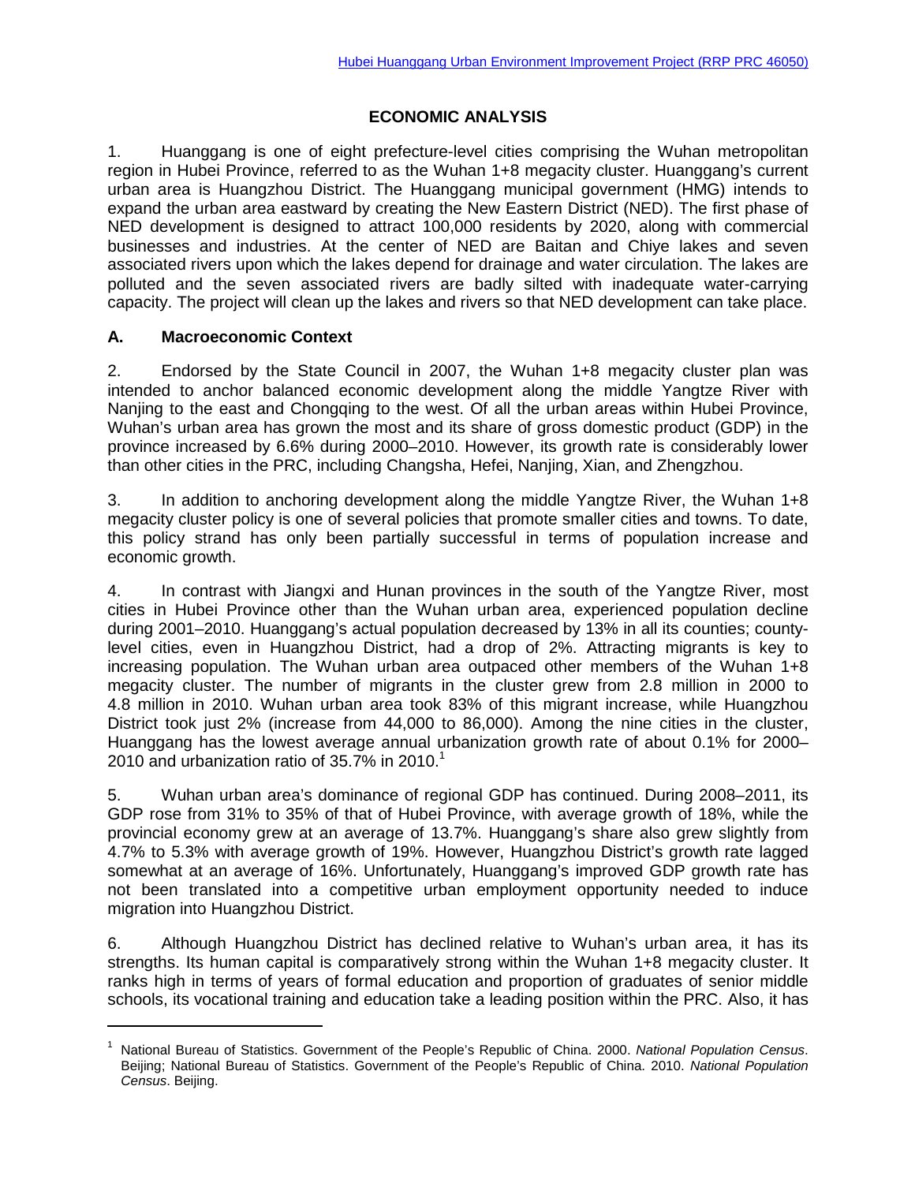# ECONOMIC ANALYSIS

1. Huanggang is one of eight prefecture-level cities comprising the Wuhan metropolitan region in Hubei Province, referred to as the Wuhan 1+8 megacity cluster. Huanggang's current urban area is Huangzhou District. The Huanggang municipal government (HMG) intends to expand the urban area eastward by creating the New Eastern District (NED). The first phase of NED development is designed to attract 100,000 residents by 2020, along with commercial businesses and industries. At the center of NED are Baitan and Chiye lakes and seven associated rivers upon which the lakes depend for drainage and water circulation. The lakes are polluted and the seven associated rivers are badly silted with inadequate water-carrying capacity. The project will clean up the lakes and rivers so that NED development can take place.

## A. Macroeconomic Context

2. Endorsed by the State Council in 2007, the Wuhan 1+8 megacity cluster plan was intended to anchor balanced economic development along the middle Yangtze River with Nanjing to the east and Chongqing to the west. Of all the urban areas within Hubei Province, Wuhan's urban area has grown the most and its share of gross domestic product (GDP) in the province increased by 6.6% during 2000–2010. However, its growth rate is considerably lower than other cities in the PRC, including Changsha, Hefei, Nanjing, Xian, and Zhengzhou.

3. In addition to anchoring development along the middle Yangtze River, the Wuhan 1+8 megacity cluster policy is one of several policies that promote smaller cities and towns. To date, this policy strand has only been partially successful in terms of population increase and economic growth.

4. In contrast with Jiangxi and Hunan provinces in the south of the Yangtze River, most cities in Hubei Province other than the Wuhan urban area, experienced population decline during 2001–2010. Huanggang's actual population decreased by 13% in all its counties; county-level cities, even in Huangzhou District, had a drop of 2%. Attracting migrants is key to increasing population. The Wuhan urban area outpaced other members of the Wuhan 1+8 megacity cluster. The number of migrants in the cluster grew from 2.8 million in 2000 to 4.8 million in 2010. Wuhan urban area took 83% of this migrant increase, while Huangzhou District took just 2% (increase from 44,000 to 86,000). Among the nine cities in the cluster, Huanggang has the lowest average annual urbanization growth rate of about 0.1% for 2000–2010 and urbanization ratio of 35.7% in 2010.[1]

5. Wuhan urban area's dominance of regional GDP has continued. During 2008–2011, its GDP rose from 31% to 35% of that of Hubei Province, with average growth of 18%, while the provincial economy grew at an average of 13.7%. Huanggang's share also grew slightly from 4.7% to 5.3% with average growth of 19%. However, Huangzhou District's growth rate lagged somewhat at an average of 16%. Unfortunately, Huanggang's improved GDP growth rate has not been translated into a competitive urban employment opportunity needed to induce migration into Huangzhou District.

6. Although Huangzhou District has declined relative to Wuhan's urban area, it has its strengths. Its human capital is comparatively strong within the Wuhan 1+8 megacity cluster. It ranks high in terms of years of formal education and proportion of graduates of senior middle schools, its vocational training and education take a leading position within the PRC. Also, it has

---

[1] National Bureau of Statistics. Government of the People's Republic of China. 2000. *National Population Census*. Beijing; National Bureau of Statistics. Government of the People's Republic of China. 2010. *National Population Census*. Beijing.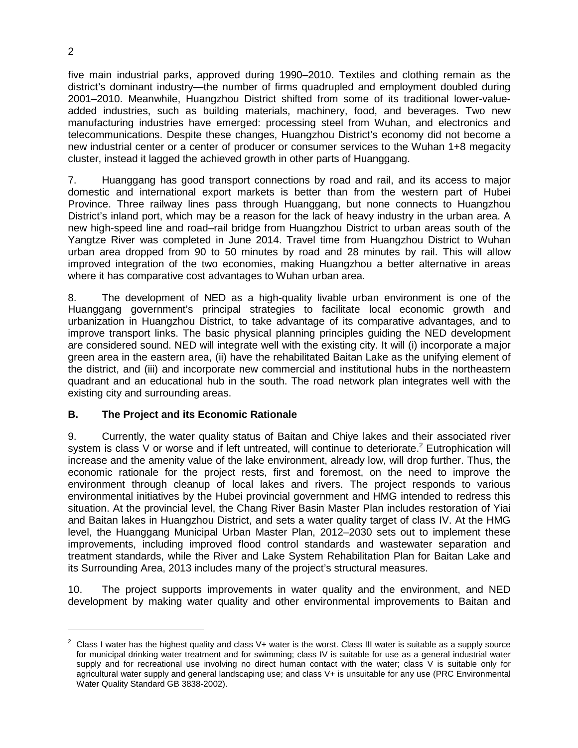five main industrial parks, approved during 1990–2010. Textiles and clothing remain as the district's dominant industry—the number of firms quadrupled and employment doubled during 2001–2010. Meanwhile, Huangzhou District shifted from some of its traditional lower-value-added industries, such as building materials, machinery, food, and beverages. Two new manufacturing industries have emerged: processing steel from Wuhan, and electronics and telecommunications. Despite these changes, Huangzhou District's economy did not become a new industrial center or a center of producer or consumer services to the Wuhan 1+8 megacity cluster, instead it lagged the achieved growth in other parts of Huanggang.

7. Huanggang has good transport connections by road and rail, and its access to major domestic and international export markets is better than from the western part of Hubei Province. Three railway lines pass through Huanggang, but none connects to Huangzhou District's inland port, which may be a reason for the lack of heavy industry in the urban area. A new high-speed line and road–rail bridge from Huangzhou District to urban areas south of the Yangtze River was completed in June 2014. Travel time from Huangzhou District to Wuhan urban area dropped from 90 to 50 minutes by road and 28 minutes by rail. This will allow improved integration of the two economies, making Huangzhou a better alternative in areas where it has comparative cost advantages to Wuhan urban area.

8. The development of NED as a high-quality livable urban environment is one of the Huanggang government's principal strategies to facilitate local economic growth and urbanization in Huangzhou District, to take advantage of its comparative advantages, and to improve transport links. The basic physical planning principles guiding the NED development are considered sound. NED will integrate well with the existing city. It will (i) incorporate a major green area in the eastern area, (ii) have the rehabilitated Baitan Lake as the unifying element of the district, and (iii) and incorporate new commercial and institutional hubs in the northeastern quadrant and an educational hub in the south. The road network plan integrates well with the existing city and surrounding areas.

## B. The Project and its Economic Rationale

9. Currently, the water quality status of Baitan and Chiye lakes and their associated river system is class V or worse and if left untreated, will continue to deteriorate.[2] Eutrophication will increase and the amenity value of the lake environment, already low, will drop further. Thus, the economic rationale for the project rests, first and foremost, on the need to improve the environment through cleanup of local lakes and rivers. The project responds to various environmental initiatives by the Hubei provincial government and HMG intended to redress this situation. At the provincial level, the Chang River Basin Master Plan includes restoration of Yiai and Baitan lakes in Huangzhou District, and sets a water quality target of class IV. At the HMG level, the Huanggang Municipal Urban Master Plan, 2012–2030 sets out to implement these improvements, including improved flood control standards and wastewater separation and treatment standards, while the River and Lake System Rehabilitation Plan for Baitan Lake and its Surrounding Area, 2013 includes many of the project's structural measures.

10. The project supports improvements in water quality and the environment, and NED development by making water quality and other environmental improvements to Baitan and

---

[2] Class I water has the highest quality and class V+ water is the worst. Class III water is suitable as a supply source for municipal drinking water treatment and for swimming; class IV is suitable for use as a general industrial water supply and for recreational use involving no direct human contact with the water; class V is suitable only for agricultural water supply and general landscaping use; and class V+ is unsuitable for any use (PRC Environmental Water Quality Standard GB 3838-2002).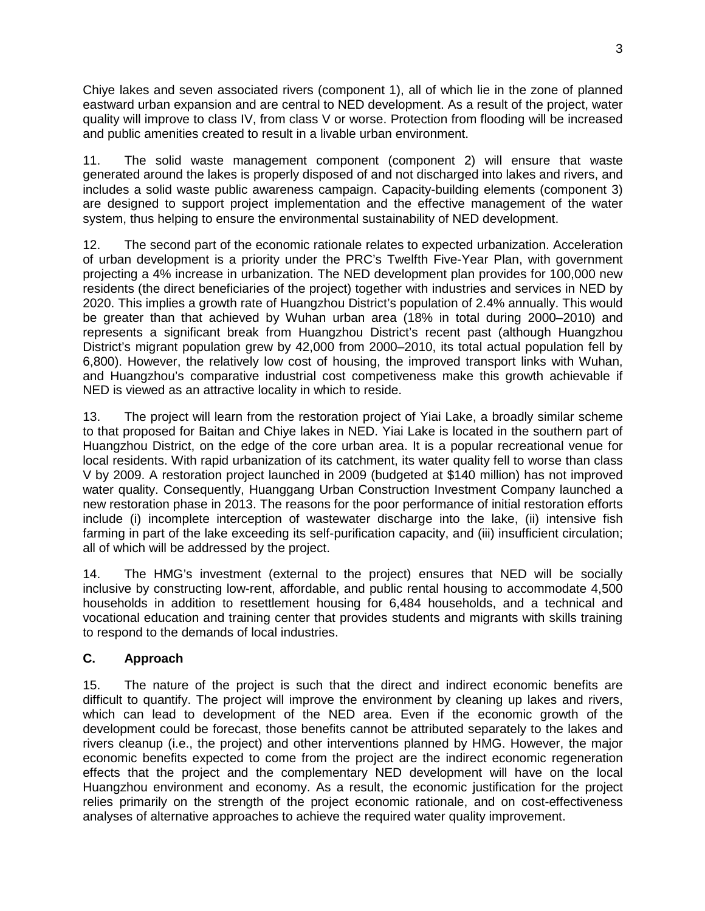Chiye lakes and seven associated rivers (component 1), all of which lie in the zone of planned eastward urban expansion and are central to NED development. As a result of the project, water quality will improve to class IV, from class V or worse. Protection from flooding will be increased and public amenities created to result in a livable urban environment.

11. The solid waste management component (component 2) will ensure that waste generated around the lakes is properly disposed of and not discharged into lakes and rivers, and includes a solid waste public awareness campaign. Capacity-building elements (component 3) are designed to support project implementation and the effective management of the water system, thus helping to ensure the environmental sustainability of NED development.

12. The second part of the economic rationale relates to expected urbanization. Acceleration of urban development is a priority under the PRC's Twelfth Five-Year Plan, with government projecting a 4% increase in urbanization. The NED development plan provides for 100,000 new residents (the direct beneficiaries of the project) together with industries and services in NED by 2020. This implies a growth rate of Huangzhou District's population of 2.4% annually. This would be greater than that achieved by Wuhan urban area (18% in total during 2000–2010) and represents a significant break from Huangzhou District's recent past (although Huangzhou District's migrant population grew by 42,000 from 2000–2010, its total actual population fell by 6,800). However, the relatively low cost of housing, the improved transport links with Wuhan, and Huangzhou's comparative industrial cost competiveness make this growth achievable if NED is viewed as an attractive locality in which to reside.

13. The project will learn from the restoration project of Yiai Lake, a broadly similar scheme to that proposed for Baitan and Chiye lakes in NED. Yiai Lake is located in the southern part of Huangzhou District, on the edge of the core urban area. It is a popular recreational venue for local residents. With rapid urbanization of its catchment, its water quality fell to worse than class V by 2009. A restoration project launched in 2009 (budgeted at $140 million) has not improved water quality. Consequently, Huanggang Urban Construction Investment Company launched a new restoration phase in 2013. The reasons for the poor performance of initial restoration efforts include (i) incomplete interception of wastewater discharge into the lake, (ii) intensive fish farming in part of the lake exceeding its self-purification capacity, and (iii) insufficient circulation; all of which will be addressed by the project.

14. The HMG's investment (external to the project) ensures that NED will be socially inclusive by constructing low-rent, affordable, and public rental housing to accommodate 4,500 households in addition to resettlement housing for 6,484 households, and a technical and vocational education and training center that provides students and migrants with skills training to respond to the demands of local industries.

## C. Approach

15. The nature of the project is such that the direct and indirect economic benefits are difficult to quantify. The project will improve the environment by cleaning up lakes and rivers, which can lead to development of the NED area. Even if the economic growth of the development could be forecast, those benefits cannot be attributed separately to the lakes and rivers cleanup (i.e., the project) and other interventions planned by HMG. However, the major economic benefits expected to come from the project are the indirect economic regeneration effects that the project and the complementary NED development will have on the local Huangzhou environment and economy. As a result, the economic justification for the project relies primarily on the strength of the project economic rationale, and on cost-effectiveness analyses of alternative approaches to achieve the required water quality improvement.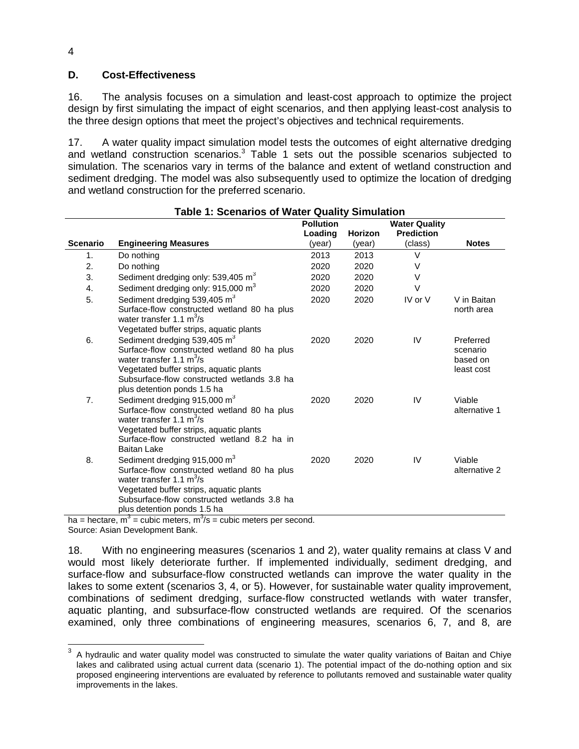### D. Cost-Effectiveness

16. The analysis focuses on a simulation and least-cost approach to optimize the project design by first simulating the impact of eight scenarios, and then applying least-cost analysis to the three design options that meet the project's objectives and technical requirements.

17. A water quality impact simulation model tests the outcomes of eight alternative dredging and wetland construction scenarios.[3] Table 1 sets out the possible scenarios subjected to simulation. The scenarios vary in terms of the balance and extent of wetland construction and sediment dredging. The model was also subsequently used to optimize the location of dredging and wetland construction for the preferred scenario.

**Table 1: Scenarios of Water Quality Simulation**

| Scenario | Engineering Measures | Pollution Loading (year) | Horizon (year) | Water Quality Prediction (class) | Notes |
|---|---|---|---|---|---|
| 1. | Do nothing | 2013 | 2013 | V | |
| 2. | Do nothing | 2020 | 2020 | V | |
| 3. | Sediment dredging only: 539,405 $m^3$ | 2020 | 2020 | V | |
| 4. | Sediment dredging only: 915,000 $m^3$ | 2020 | 2020 | V | |
| 5. | Sediment dredging 539,405 $m^3$<br>Surface-flow constructed wetland 80 ha plus water transfer 1.1 $m^3$/s<br>Vegetated buffer strips, aquatic plants | 2020 | 2020 | IV or V | V in Baitan north area |
| 6. | Sediment dredging 539,405 $m^3$<br>Surface-flow constructed wetland 80 ha plus water transfer 1.1 $m^3$/s<br>Vegetated buffer strips, aquatic plants<br>Subsurface-flow constructed wetlands 3.8 ha plus detention ponds 1.5 ha | 2020 | 2020 | IV | Preferred scenario based on least cost |
| 7. | Sediment dredging 915,000 $m^3$<br>Surface-flow constructed wetland 80 ha plus water transfer 1.1 $m^3$/s<br>Vegetated buffer strips, aquatic plants<br>Surface-flow constructed wetland 8.2 ha in Baitan Lake | 2020 | 2020 | IV | Viable alternative 1 |
| 8. | Sediment dredging 915,000 $m^3$<br>Surface-flow constructed wetland 80 ha plus water transfer 1.1 $m^3$/s<br>Vegetated buffer strips, aquatic plants<br>Subsurface-flow constructed wetlands 3.8 ha plus detention ponds 1.5 ha | 2020 | 2020 | IV | Viable alternative 2 |

ha = hectare, $m^3$ = cubic meters, $m^3$/s = cubic meters per second.
Source: Asian Development Bank.

18. With no engineering measures (scenarios 1 and 2), water quality remains at class V and would most likely deteriorate further. If implemented individually, sediment dredging, and surface-flow and subsurface-flow constructed wetlands can improve the water quality in the lakes to some extent (scenarios 3, 4, or 5). However, for sustainable water quality improvement, combinations of sediment dredging, surface-flow constructed wetlands with water transfer, aquatic planting, and subsurface-flow constructed wetlands are required. Of the scenarios examined, only three combinations of engineering measures, scenarios 6, 7, and 8, are

[3] A hydraulic and water quality model was constructed to simulate the water quality variations of Baitan and Chiye lakes and calibrated using actual current data (scenario 1). The potential impact of the do-nothing option and six proposed engineering interventions are evaluated by reference to pollutants removed and sustainable water quality improvements in the lakes.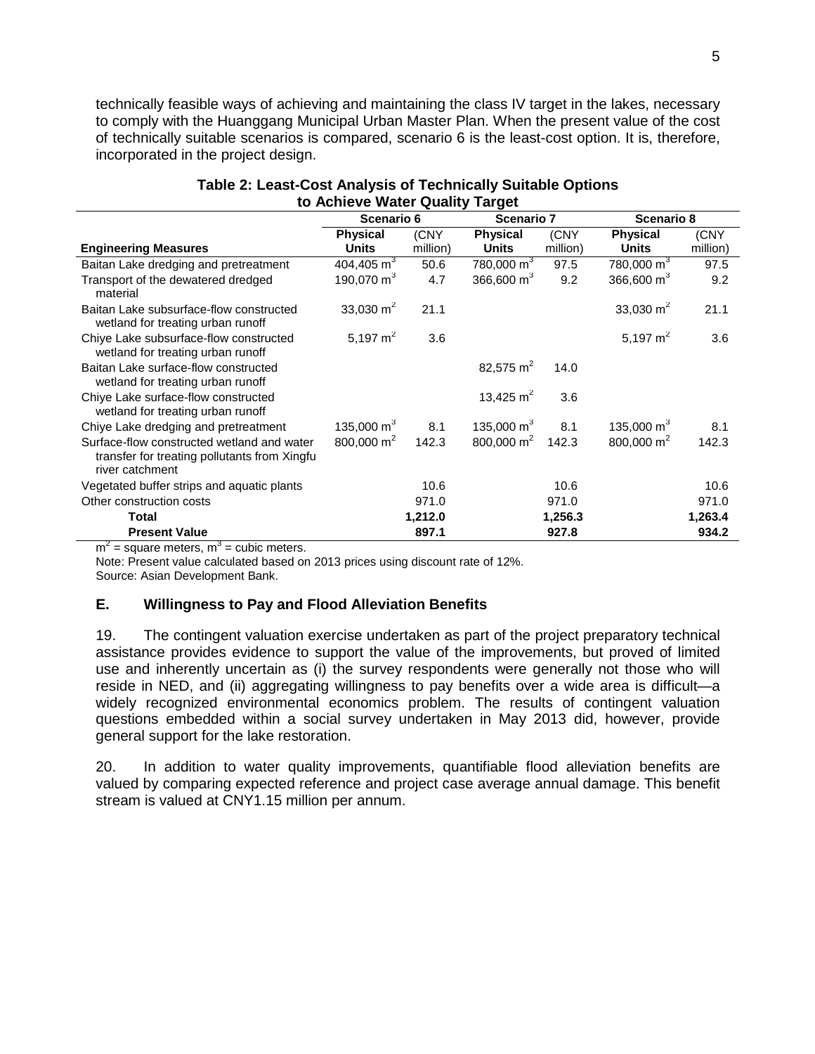technically feasible ways of achieving and maintaining the class IV target in the lakes, necessary to comply with the Huanggang Municipal Urban Master Plan. When the present value of the cost of technically suitable scenarios is compared, scenario 6 is the least-cost option. It is, therefore, incorporated in the project design.

**Table 2: Least-Cost Analysis of Technically Suitable Options to Achieve Water Quality Target**

| | Scenario 6 | | Scenario 7 | | Scenario 8 | |
|---|---|---|---|---|---|---|
| **Engineering Measures** | **Physical Units** | (CNY million) | **Physical Units** | (CNY million) | **Physical Units** | (CNY million) |
| Baitan Lake dredging and pretreatment | 404,405 $m^3$ | 50.6 | 780,000 $m^3$ | 97.5 | 780,000 $m^3$ | 97.5 |
| Transport of the dewatered dredged material | 190,070 $m^3$ | 4.7 | 366,600 $m^3$ | 9.2 | 366,600 $m^3$ | 9.2 |
| Baitan Lake subsurface-flow constructed wetland for treating urban runoff | 33,030 $m^2$ | 21.1 | | | 33,030 $m^2$ | 21.1 |
| Chiye Lake subsurface-flow constructed wetland for treating urban runoff | 5,197 $m^2$ | 3.6 | | | 5,197 $m^2$ | 3.6 |
| Baitan Lake surface-flow constructed wetland for treating urban runoff | | | 82,575 $m^2$ | 14.0 | | |
| Chiye Lake surface-flow constructed wetland for treating urban runoff | | | 13,425 $m^2$ | 3.6 | | |
| Chiye Lake dredging and pretreatment | 135,000 $m^3$ | 8.1 | 135,000 $m^3$ | 8.1 | 135,000 $m^3$ | 8.1 |
| Surface-flow constructed wetland and water transfer for treating pollutants from Xingfu river catchment | 800,000 $m^2$ | 142.3 | 800,000 $m^2$ | 142.3 | 800,000 $m^2$ | 142.3 |
| Vegetated buffer strips and aquatic plants | | 10.6 | | 10.6 | | 10.6 |
| Other construction costs | | 971.0 | | 971.0 | | 971.0 |
| **Total** | | **1,212.0** | | **1,256.3** | | **1,263.4** |
| **Present Value** | | **897.1** | | **927.8** | | **934.2** |

$m^2$ = square meters, $m^3$ = cubic meters.

Note: Present value calculated based on 2013 prices using discount rate of 12%.

Source: Asian Development Bank.

### E. Willingness to Pay and Flood Alleviation Benefits

19. The contingent valuation exercise undertaken as part of the project preparatory technical assistance provides evidence to support the value of the improvements, but proved of limited use and inherently uncertain as (i) the survey respondents were generally not those who will reside in NED, and (ii) aggregating willingness to pay benefits over a wide area is difficult—a widely recognized environmental economics problem. The results of contingent valuation questions embedded within a social survey undertaken in May 2013 did, however, provide general support for the lake restoration.

20. In addition to water quality improvements, quantifiable flood alleviation benefits are valued by comparing expected reference and project case average annual damage. This benefit stream is valued at CNY1.15 million per annum.